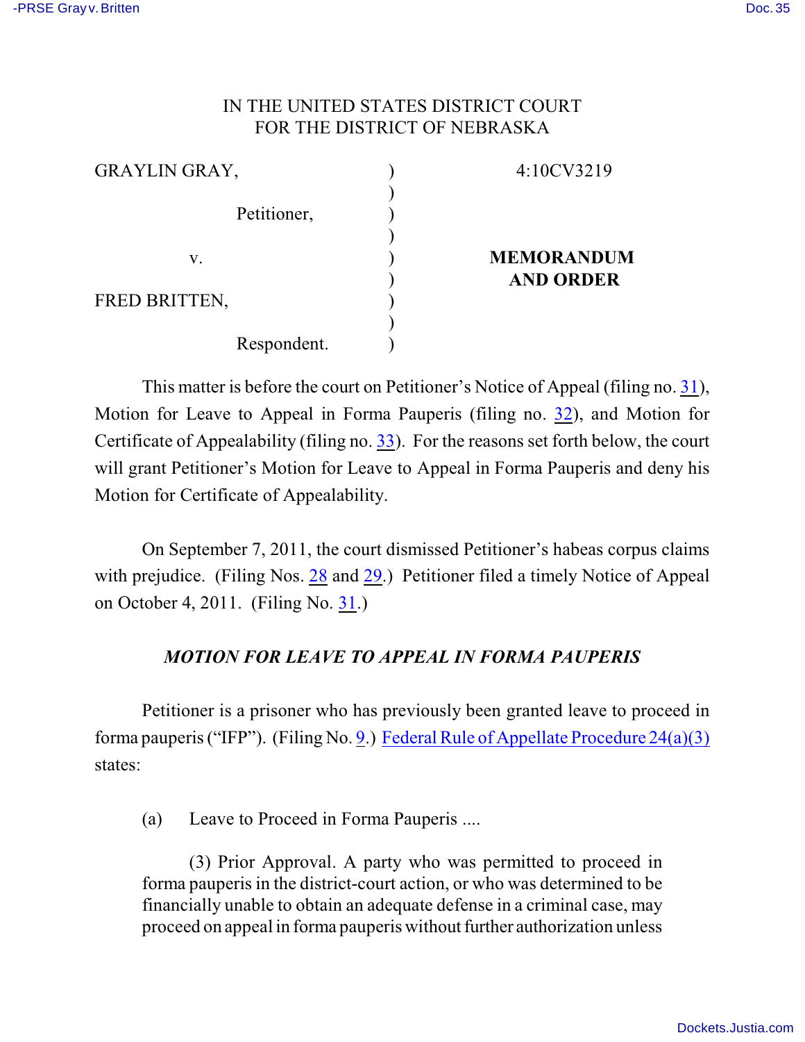IN THE UNITED STATES DISTRICT COURT
FOR THE DISTRICT OF NEBRASKA

| | | |
|---|---|---|
| GRAYLIN GRAY, | ) | 4:10CV3219 |
| Petitioner, | ) | |
| v. | ) | **MEMORANDUM AND ORDER** |
| FRED BRITTEN, | ) | |
| Respondent. | ) | |

This matter is before the court on Petitioner's Notice of Appeal (filing no. 31), Motion for Leave to Appeal in Forma Pauperis (filing no. 32), and Motion for Certificate of Appealability (filing no. 33). For the reasons set forth below, the court will grant Petitioner's Motion for Leave to Appeal in Forma Pauperis and deny his Motion for Certificate of Appealability.

On September 7, 2011, the court dismissed Petitioner's habeas corpus claims with prejudice. (Filing Nos. 28 and 29.) Petitioner filed a timely Notice of Appeal on October 4, 2011. (Filing No. 31.)

### *MOTION FOR LEAVE TO APPEAL IN FORMA PAUPERIS*

Petitioner is a prisoner who has previously been granted leave to proceed in forma pauperis ("IFP"). (Filing No. 9.) Federal Rule of Appellate Procedure 24(a)(3) states:

> (a) Leave to Proceed in Forma Pauperis ....
>
> (3) Prior Approval. A party who was permitted to proceed in forma pauperis in the district-court action, or who was determined to be financially unable to obtain an adequate defense in a criminal case, may proceed on appeal in forma pauperis without further authorization unless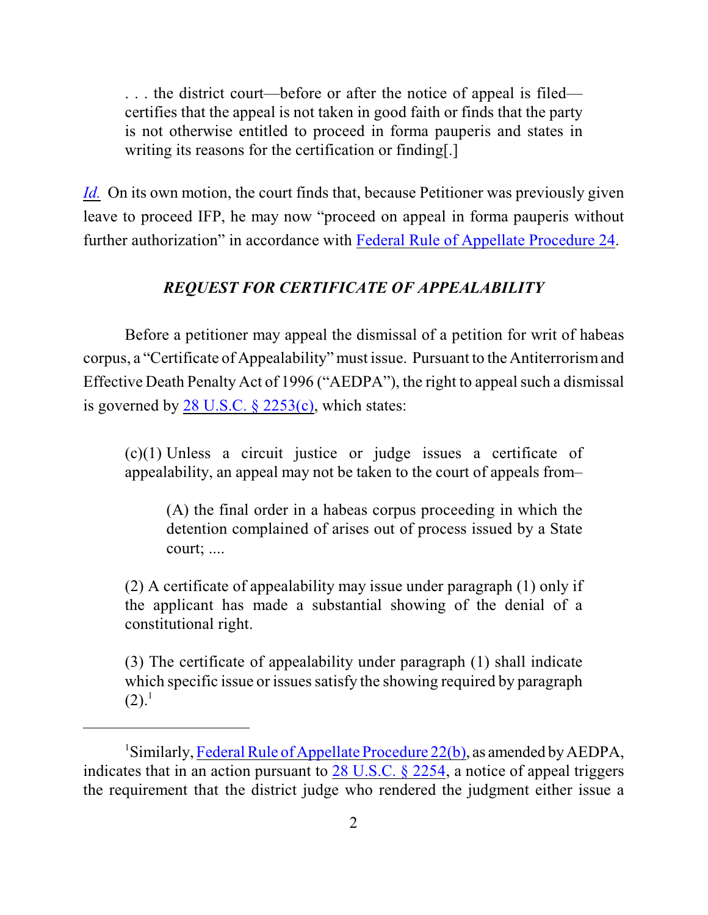> . . . the district court—before or after the notice of appeal is filed—certifies that the appeal is not taken in good faith or finds that the party is not otherwise entitled to proceed in forma pauperis and states in writing its reasons for the certification or finding[.]

*Id.* On its own motion, the court finds that, because Petitioner was previously given leave to proceed IFP, he may now "proceed on appeal in forma pauperis without further authorization" in accordance with Federal Rule of Appellate Procedure 24.

### *REQUEST FOR CERTIFICATE OF APPEALABILITY*

Before a petitioner may appeal the dismissal of a petition for writ of habeas corpus, a "Certificate of Appealability" must issue. Pursuant to the Antiterrorism and Effective Death Penalty Act of 1996 ("AEDPA"), the right to appeal such a dismissal is governed by 28 U.S.C. § 2253(c), which states:

> (c)(1) Unless a circuit justice or judge issues a certificate of appealability, an appeal may not be taken to the court of appeals from–
>
> > (A) the final order in a habeas corpus proceeding in which the detention complained of arises out of process issued by a State court; ....
>
> (2) A certificate of appealability may issue under paragraph (1) only if the applicant has made a substantial showing of the denial of a constitutional right.
>
> (3) The certificate of appealability under paragraph (1) shall indicate which specific issue or issues satisfy the showing required by paragraph (2).[1]

---

[1]Similarly, Federal Rule of Appellate Procedure 22(b), as amended by AEDPA, indicates that in an action pursuant to 28 U.S.C. § 2254, a notice of appeal triggers the requirement that the district judge who rendered the judgment either issue a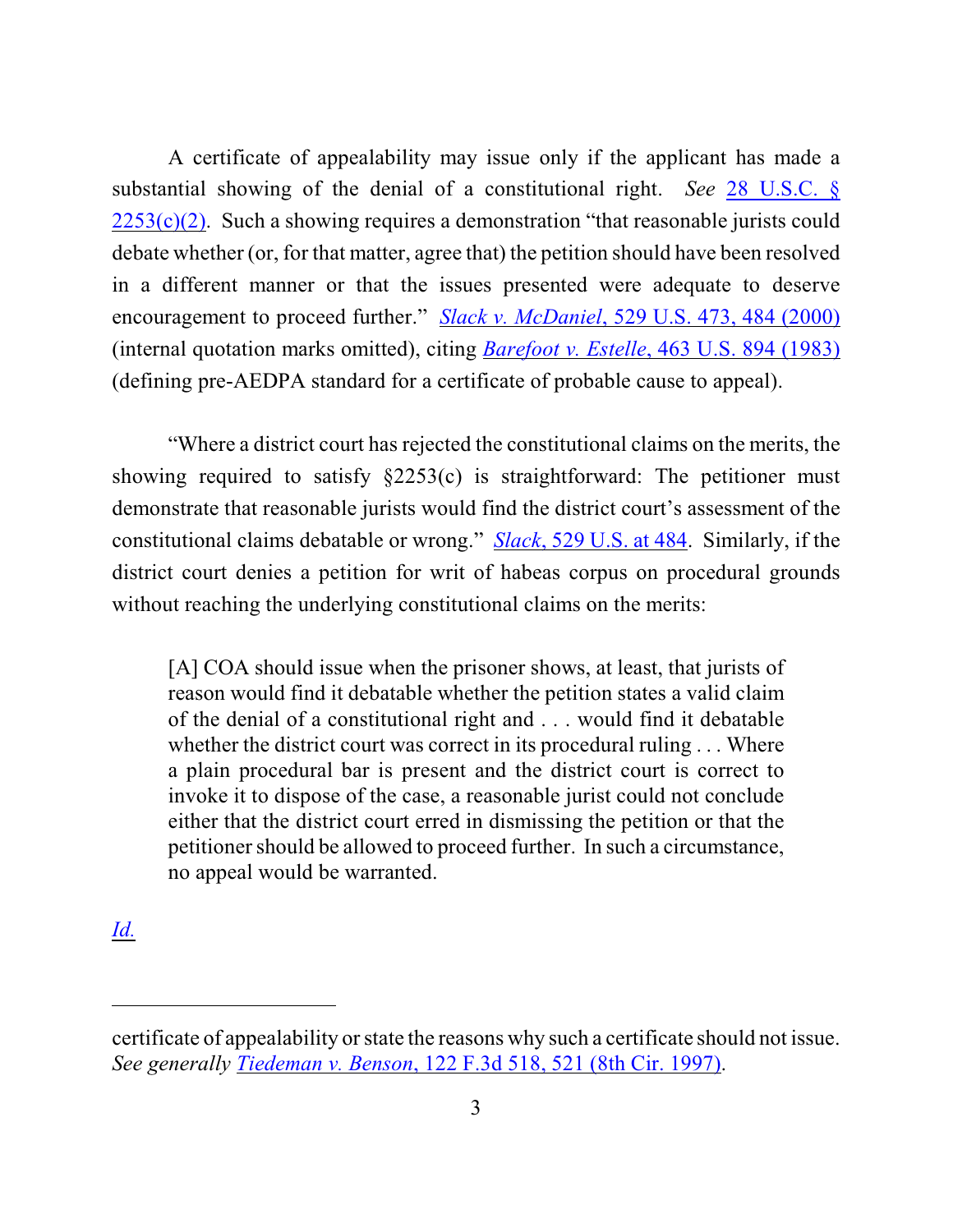A certificate of appealability may issue only if the applicant has made a substantial showing of the denial of a constitutional right. *See* 28 U.S.C. § 2253(c)(2). Such a showing requires a demonstration "that reasonable jurists could debate whether (or, for that matter, agree that) the petition should have been resolved in a different manner or that the issues presented were adequate to deserve encouragement to proceed further." *Slack v. McDaniel*, 529 U.S. 473, 484 (2000) (internal quotation marks omitted), citing *Barefoot v. Estelle*, 463 U.S. 894 (1983) (defining pre-AEDPA standard for a certificate of probable cause to appeal).

"Where a district court has rejected the constitutional claims on the merits, the showing required to satisfy §2253(c) is straightforward: The petitioner must demonstrate that reasonable jurists would find the district court's assessment of the constitutional claims debatable or wrong." *Slack*, 529 U.S. at 484. Similarly, if the district court denies a petition for writ of habeas corpus on procedural grounds without reaching the underlying constitutional claims on the merits:

> [A] COA should issue when the prisoner shows, at least, that jurists of reason would find it debatable whether the petition states a valid claim of the denial of a constitutional right and . . . would find it debatable whether the district court was correct in its procedural ruling . . . Where a plain procedural bar is present and the district court is correct to invoke it to dispose of the case, a reasonable jurist could not conclude either that the district court erred in dismissing the petition or that the petitioner should be allowed to proceed further. In such a circumstance, no appeal would be warranted.

*Id.*

---

certificate of appealability or state the reasons why such a certificate should not issue. *See generally* *Tiedeman v. Benson*, 122 F.3d 518, 521 (8th Cir. 1997).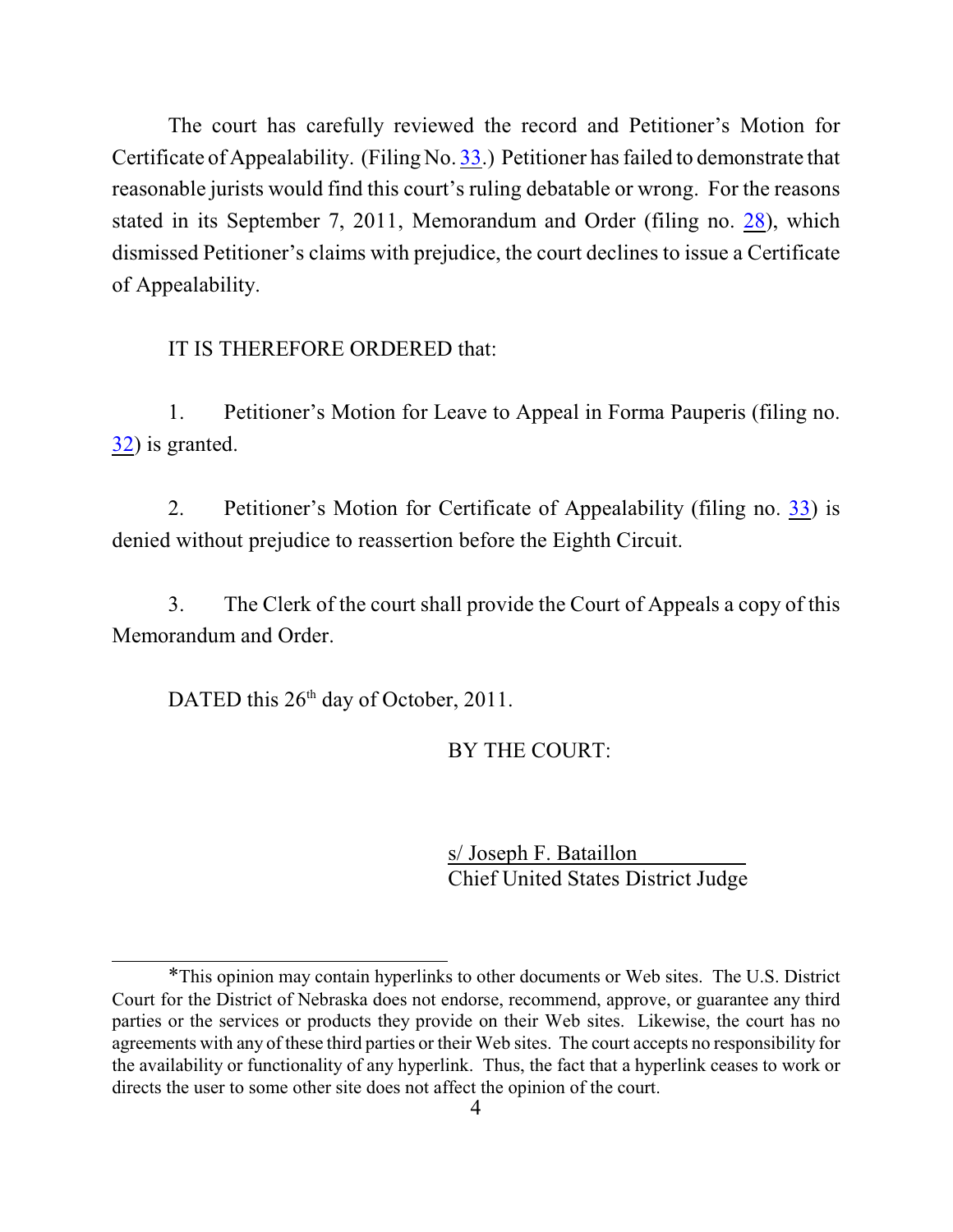The court has carefully reviewed the record and Petitioner's Motion for Certificate of Appealability. (Filing No. 33.) Petitioner has failed to demonstrate that reasonable jurists would find this court's ruling debatable or wrong. For the reasons stated in its September 7, 2011, Memorandum and Order (filing no. 28), which dismissed Petitioner's claims with prejudice, the court declines to issue a Certificate of Appealability.

IT IS THEREFORE ORDERED that:

1. Petitioner's Motion for Leave to Appeal in Forma Pauperis (filing no. 32) is granted.

2. Petitioner's Motion for Certificate of Appealability (filing no. 33) is denied without prejudice to reassertion before the Eighth Circuit.

3. The Clerk of the court shall provide the Court of Appeals a copy of this Memorandum and Order.

DATED this 26th day of October, 2011.

BY THE COURT:

s/ Joseph F. Bataillon
Chief United States District Judge

---

*This opinion may contain hyperlinks to other documents or Web sites. The U.S. District Court for the District of Nebraska does not endorse, recommend, approve, or guarantee any third parties or the services or products they provide on their Web sites. Likewise, the court has no agreements with any of these third parties or their Web sites. The court accepts no responsibility for the availability or functionality of any hyperlink. Thus, the fact that a hyperlink ceases to work or directs the user to some other site does not affect the opinion of the court.